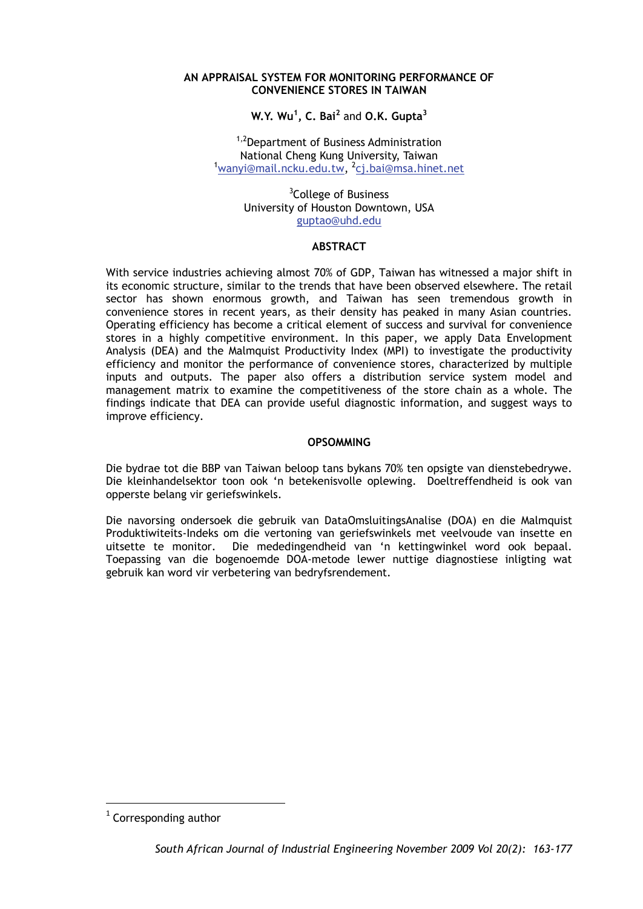# AN APPRAISAL SYSTEM FOR MONITORING PERFORMANCE OF CONVENIENCE STORES IN TAIWAN

**W.Y. Wu**[1], **C. Bai**[2] and **O.K. Gupta**[3]

[1,2]Department of Business Administration
National Cheng Kung University, Taiwan
[1]wanyi@mail.ncku.edu.tw, [2]cj.bai@msa.hinet.net

[3]College of Business
University of Houston Downtown, USA
guptao@uhd.edu

## ABSTRACT

With service industries achieving almost 70% of GDP, Taiwan has witnessed a major shift in its economic structure, similar to the trends that have been observed elsewhere. The retail sector has shown enormous growth, and Taiwan has seen tremendous growth in convenience stores in recent years, as their density has peaked in many Asian countries. Operating efficiency has become a critical element of success and survival for convenience stores in a highly competitive environment. In this paper, we apply Data Envelopment Analysis (DEA) and the Malmquist Productivity Index (MPI) to investigate the productivity efficiency and monitor the performance of convenience stores, characterized by multiple inputs and outputs. The paper also offers a distribution service system model and management matrix to examine the competitiveness of the store chain as a whole. The findings indicate that DEA can provide useful diagnostic information, and suggest ways to improve efficiency.

## OPSOMMING

Die bydrae tot die BBP van Taiwan beloop tans bykans 70% ten opsigte van dienstebedrywe. Die kleinhandelsektor toon ook 'n betekenisvolle oplewing. Doeltreffendheid is ook van opperste belang vir geriefswinkels.

Die navorsing ondersoek die gebruik van DataOmsluitingsAnalise (DOA) en die Malmquist Produktiwiteits-Indeks om die vertoning van geriefswinkels met veelvoude van insette en uitsette te monitor. Die mededingendheid van 'n kettingwinkel word ook bepaal. Toepassing van die bogenoemde DOA-metode lewer nuttige diagnostiese inligting wat gebruik kan word vir verbetering van bedryfsrendement.

[1] Corresponding author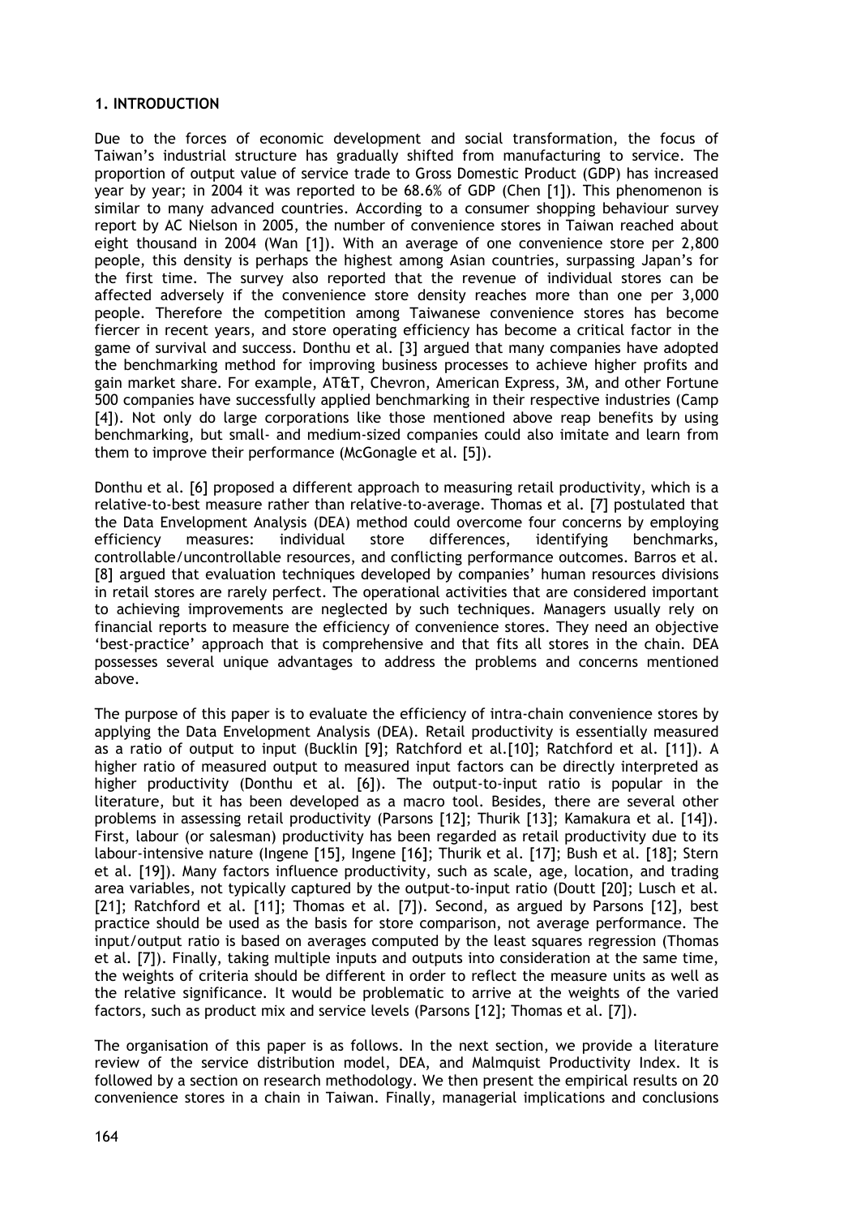### 1. INTRODUCTION

Due to the forces of economic development and social transformation, the focus of Taiwan's industrial structure has gradually shifted from manufacturing to service. The proportion of output value of service trade to Gross Domestic Product (GDP) has increased year by year; in 2004 it was reported to be 68.6% of GDP (Chen [1]). This phenomenon is similar to many advanced countries. According to a consumer shopping behaviour survey report by AC Nielson in 2005, the number of convenience stores in Taiwan reached about eight thousand in 2004 (Wan [1]). With an average of one convenience store per 2,800 people, this density is perhaps the highest among Asian countries, surpassing Japan's for the first time. The survey also reported that the revenue of individual stores can be affected adversely if the convenience store density reaches more than one per 3,000 people. Therefore the competition among Taiwanese convenience stores has become fiercer in recent years, and store operating efficiency has become a critical factor in the game of survival and success. Donthu et al. [3] argued that many companies have adopted the benchmarking method for improving business processes to achieve higher profits and gain market share. For example, AT&T, Chevron, American Express, 3M, and other Fortune 500 companies have successfully applied benchmarking in their respective industries (Camp [4]). Not only do large corporations like those mentioned above reap benefits by using benchmarking, but small- and medium-sized companies could also imitate and learn from them to improve their performance (McGonagle et al. [5]).

Donthu et al. [6] proposed a different approach to measuring retail productivity, which is a relative-to-best measure rather than relative-to-average. Thomas et al. [7] postulated that the Data Envelopment Analysis (DEA) method could overcome four concerns by employing efficiency measures: individual store differences, identifying benchmarks, controllable/uncontrollable resources, and conflicting performance outcomes. Barros et al. [8] argued that evaluation techniques developed by companies' human resources divisions in retail stores are rarely perfect. The operational activities that are considered important to achieving improvements are neglected by such techniques. Managers usually rely on financial reports to measure the efficiency of convenience stores. They need an objective 'best-practice' approach that is comprehensive and that fits all stores in the chain. DEA possesses several unique advantages to address the problems and concerns mentioned above.

The purpose of this paper is to evaluate the efficiency of intra-chain convenience stores by applying the Data Envelopment Analysis (DEA). Retail productivity is essentially measured as a ratio of output to input (Bucklin [9]; Ratchford et al.[10]; Ratchford et al. [11]). A higher ratio of measured output to measured input factors can be directly interpreted as higher productivity (Donthu et al. [6]). The output-to-input ratio is popular in the literature, but it has been developed as a macro tool. Besides, there are several other problems in assessing retail productivity (Parsons [12]; Thurik [13]; Kamakura et al. [14]). First, labour (or salesman) productivity has been regarded as retail productivity due to its labour-intensive nature (Ingene [15], Ingene [16]; Thurik et al. [17]; Bush et al. [18]; Stern et al. [19]). Many factors influence productivity, such as scale, age, location, and trading area variables, not typically captured by the output-to-input ratio (Doutt [20]; Lusch et al. [21]; Ratchford et al. [11]; Thomas et al. [7]). Second, as argued by Parsons [12], best practice should be used as the basis for store comparison, not average performance. The input/output ratio is based on averages computed by the least squares regression (Thomas et al. [7]). Finally, taking multiple inputs and outputs into consideration at the same time, the weights of criteria should be different in order to reflect the measure units as well as the relative significance. It would be problematic to arrive at the weights of the varied factors, such as product mix and service levels (Parsons [12]; Thomas et al. [7]).

The organisation of this paper is as follows. In the next section, we provide a literature review of the service distribution model, DEA, and Malmquist Productivity Index. It is followed by a section on research methodology. We then present the empirical results on 20 convenience stores in a chain in Taiwan. Finally, managerial implications and conclusions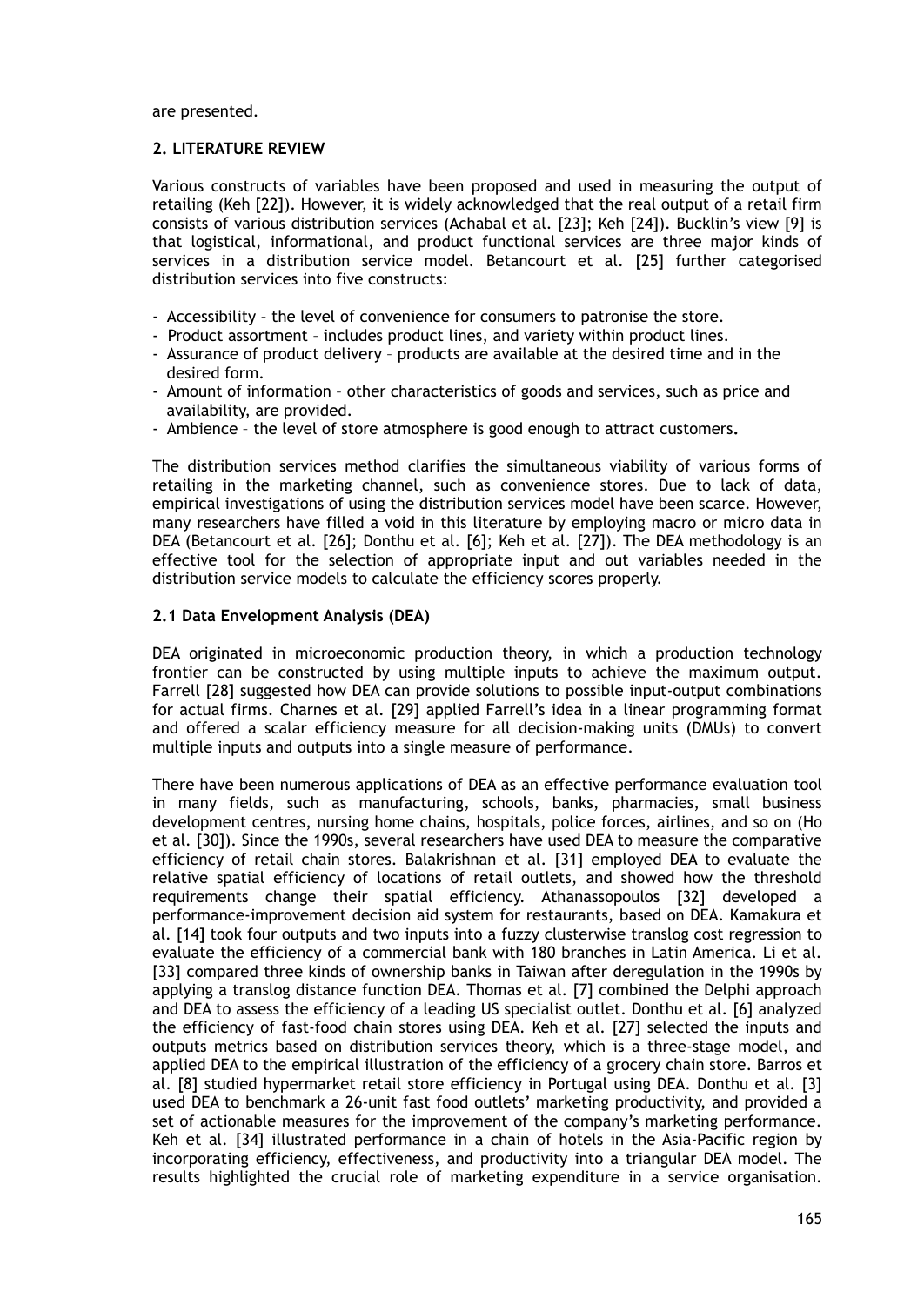are presented.

## 2. LITERATURE REVIEW

Various constructs of variables have been proposed and used in measuring the output of retailing (Keh [22]). However, it is widely acknowledged that the real output of a retail firm consists of various distribution services (Achabal et al. [23]; Keh [24]). Bucklin's view [9] is that logistical, informational, and product functional services are three major kinds of services in a distribution service model. Betancourt et al. [25] further categorised distribution services into five constructs:

- Accessibility – the level of convenience for consumers to patronise the store.
- Product assortment – includes product lines, and variety within product lines.
- Assurance of product delivery – products are available at the desired time and in the desired form.
- Amount of information – other characteristics of goods and services, such as price and availability, are provided.
- Ambience – the level of store atmosphere is good enough to attract customers**.**

The distribution services method clarifies the simultaneous viability of various forms of retailing in the marketing channel, such as convenience stores. Due to lack of data, empirical investigations of using the distribution services model have been scarce. However, many researchers have filled a void in this literature by employing macro or micro data in DEA (Betancourt et al. [26]; Donthu et al. [6]; Keh et al. [27]). The DEA methodology is an effective tool for the selection of appropriate input and out variables needed in the distribution service models to calculate the efficiency scores properly.

### 2.1 Data Envelopment Analysis (DEA)

DEA originated in microeconomic production theory, in which a production technology frontier can be constructed by using multiple inputs to achieve the maximum output. Farrell [28] suggested how DEA can provide solutions to possible input-output combinations for actual firms. Charnes et al. [29] applied Farrell's idea in a linear programming format and offered a scalar efficiency measure for all decision-making units (DMUs) to convert multiple inputs and outputs into a single measure of performance.

There have been numerous applications of DEA as an effective performance evaluation tool in many fields, such as manufacturing, schools, banks, pharmacies, small business development centres, nursing home chains, hospitals, police forces, airlines, and so on (Ho et al. [30]). Since the 1990s, several researchers have used DEA to measure the comparative efficiency of retail chain stores. Balakrishnan et al. [31] employed DEA to evaluate the relative spatial efficiency of locations of retail outlets, and showed how the threshold requirements change their spatial efficiency. Athanassopoulos [32] developed a performance-improvement decision aid system for restaurants, based on DEA. Kamakura et al. [14] took four outputs and two inputs into a fuzzy clusterwise translog cost regression to evaluate the efficiency of a commercial bank with 180 branches in Latin America. Li et al. [33] compared three kinds of ownership banks in Taiwan after deregulation in the 1990s by applying a translog distance function DEA. Thomas et al. [7] combined the Delphi approach and DEA to assess the efficiency of a leading US specialist outlet. Donthu et al. [6] analyzed the efficiency of fast-food chain stores using DEA. Keh et al. [27] selected the inputs and outputs metrics based on distribution services theory, which is a three-stage model, and applied DEA to the empirical illustration of the efficiency of a grocery chain store. Barros et al. [8] studied hypermarket retail store efficiency in Portugal using DEA. Donthu et al. [3] used DEA to benchmark a 26-unit fast food outlets' marketing productivity, and provided a set of actionable measures for the improvement of the company's marketing performance. Keh et al. [34] illustrated performance in a chain of hotels in the Asia-Pacific region by incorporating efficiency, effectiveness, and productivity into a triangular DEA model. The results highlighted the crucial role of marketing expenditure in a service organisation.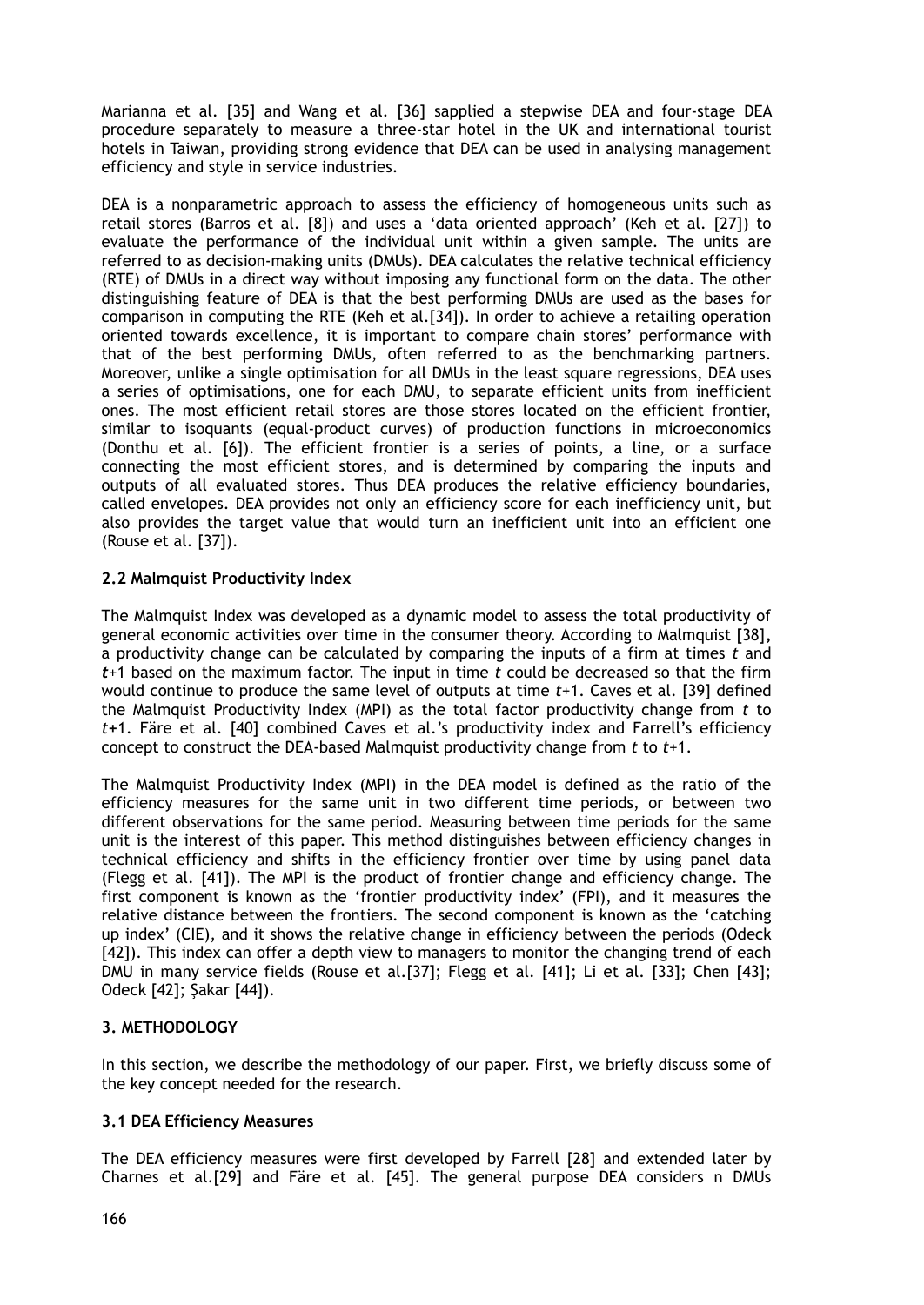Marianna et al. [35] and Wang et al. [36] sapplied a stepwise DEA and four-stage DEA procedure separately to measure a three-star hotel in the UK and international tourist hotels in Taiwan, providing strong evidence that DEA can be used in analysing management efficiency and style in service industries.

DEA is a nonparametric approach to assess the efficiency of homogeneous units such as retail stores (Barros et al. [8]) and uses a 'data oriented approach' (Keh et al. [27]) to evaluate the performance of the individual unit within a given sample. The units are referred to as decision-making units (DMUs). DEA calculates the relative technical efficiency (RTE) of DMUs in a direct way without imposing any functional form on the data. The other distinguishing feature of DEA is that the best performing DMUs are used as the bases for comparison in computing the RTE (Keh et al.[34]). In order to achieve a retailing operation oriented towards excellence, it is important to compare chain stores' performance with that of the best performing DMUs, often referred to as the benchmarking partners. Moreover, unlike a single optimisation for all DMUs in the least square regressions, DEA uses a series of optimisations, one for each DMU, to separate efficient units from inefficient ones. The most efficient retail stores are those stores located on the efficient frontier, similar to isoquants (equal-product curves) of production functions in microeconomics (Donthu et al. [6]). The efficient frontier is a series of points, a line, or a surface connecting the most efficient stores, and is determined by comparing the inputs and outputs of all evaluated stores. Thus DEA produces the relative efficiency boundaries, called envelopes. DEA provides not only an efficiency score for each inefficiency unit, but also provides the target value that would turn an inefficient unit into an efficient one (Rouse et al. [37]).

### 2.2 Malmquist Productivity Index

The Malmquist Index was developed as a dynamic model to assess the total productivity of general economic activities over time in the consumer theory. According to Malmquist [38], a productivity change can be calculated by comparing the inputs of a firm at times $t$ and $t+1$ based on the maximum factor. The input in time $t$ could be decreased so that the firm would continue to produce the same level of outputs at time $t+1$. Caves et al. [39] defined the Malmquist Productivity Index (MPI) as the total factor productivity change from $t$ to $t+1$. Färe et al. [40] combined Caves et al.'s productivity index and Farrell's efficiency concept to construct the DEA-based Malmquist productivity change from $t$ to $t+1$.

The Malmquist Productivity Index (MPI) in the DEA model is defined as the ratio of the efficiency measures for the same unit in two different time periods, or between two different observations for the same period. Measuring between time periods for the same unit is the interest of this paper. This method distinguishes between efficiency changes in technical efficiency and shifts in the efficiency frontier over time by using panel data (Flegg et al. [41]). The MPI is the product of frontier change and efficiency change. The first component is known as the 'frontier productivity index' (FPI), and it measures the relative distance between the frontiers. The second component is known as the 'catching up index' (CIE), and it shows the relative change in efficiency between the periods (Odeck [42]). This index can offer a depth view to managers to monitor the changing trend of each DMU in many service fields (Rouse et al.[37]; Flegg et al. [41]; Li et al. [33]; Chen [43]; Odeck [42]; Şakar [44]).

## 3. METHODOLOGY

In this section, we describe the methodology of our paper. First, we briefly discuss some of the key concept needed for the research.

### 3.1 DEA Efficiency Measures

The DEA efficiency measures were first developed by Farrell [28] and extended later by Charnes et al.[29] and Färe et al. [45]. The general purpose DEA considers n DMUs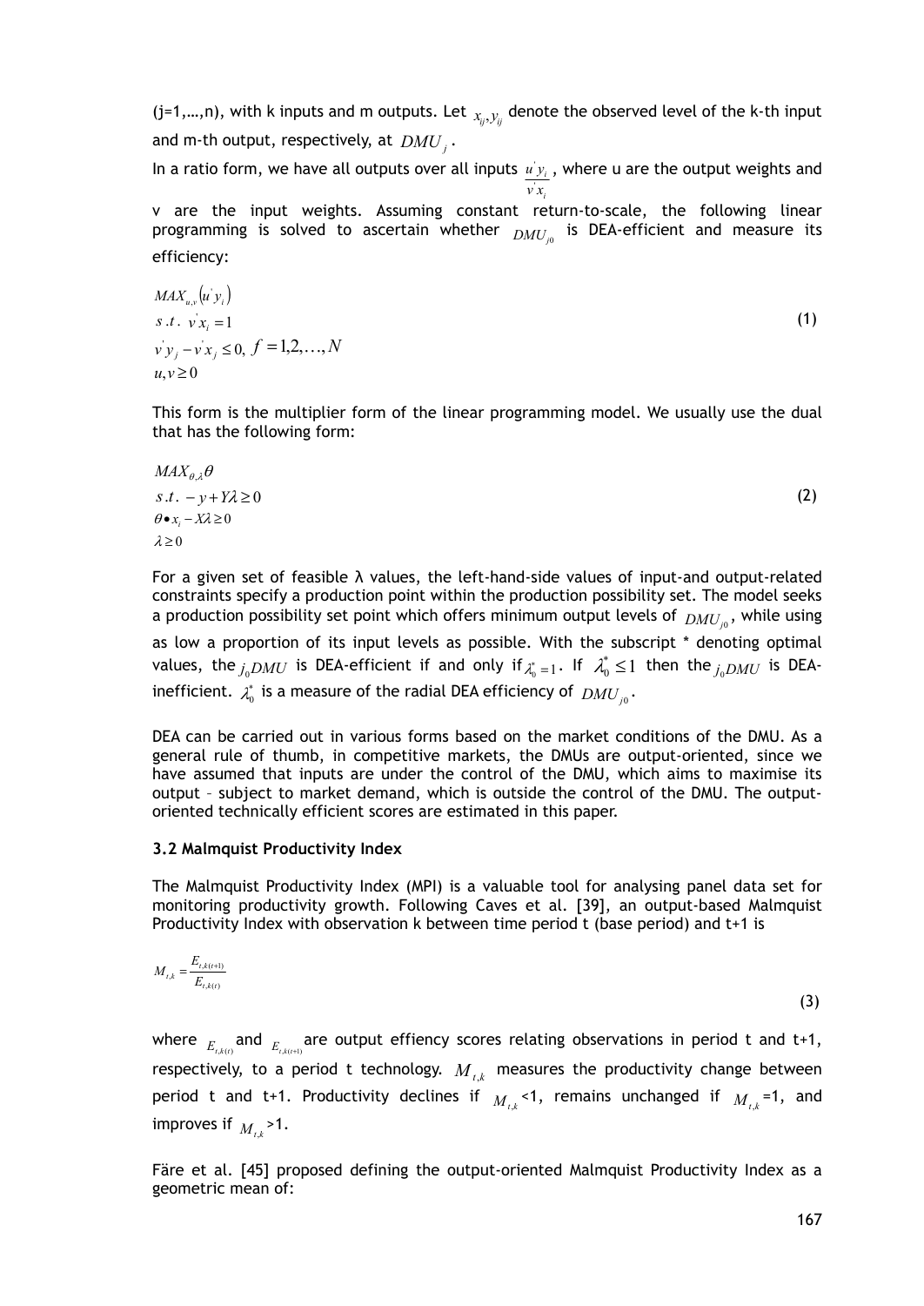(j=1,…,n), with k inputs and m outputs. Let $x_{ij}, y_{ij}$ denote the observed level of the k-th input and m-th output, respectively, at $DMU_j$.

In a ratio form, we have all outputs over all inputs $\frac{u' y_i}{v' x_i}$, where u are the output weights and v are the input weights. Assuming constant return-to-scale, the following linear programming is solved to ascertain whether $DMU_{j0}$ is DEA-efficient and measure its efficiency:

$$
\begin{aligned}
& MAX_{u,v}\left(u' y_i\right) \\
& s.t.\ v' x_i = 1 \\
& v' y_j - v' x_j \leq 0,\ f = 1,2,\ldots,N \\
& u, v \geq 0
\end{aligned}
\tag{1}
$$

This form is the multiplier form of the linear programming model. We usually use the dual that has the following form:

$$
\begin{aligned}
& MAX_{\theta,\lambda}\theta \\
& s.t.\ -y + Y\lambda \geq 0 \\
& \theta \bullet x_i - X\lambda \geq 0 \\
& \lambda \geq 0
\end{aligned}
\tag{2}
$$

For a given set of feasible λ values, the left-hand-side values of input-and output-related constraints specify a production point within the production possibility set. The model seeks a production possibility set point which offers minimum output levels of $DMU_{j0}$, while using as low a proportion of its input levels as possible. With the subscript * denoting optimal values, the $_{j0}DMU$ is DEA-efficient if and only if $\lambda_0^* = 1$. If $\lambda_0^* \leq 1$ then the $_{j0}DMU$ is DEA-inefficient. $\lambda_0^*$ is a measure of the radial DEA efficiency of $DMU_{j0}$.

DEA can be carried out in various forms based on the market conditions of the DMU. As a general rule of thumb, in competitive markets, the DMUs are output-oriented, since we have assumed that inputs are under the control of the DMU, which aims to maximise its output – subject to market demand, which is outside the control of the DMU. The output-oriented technically efficient scores are estimated in this paper.

### 3.2 Malmquist Productivity Index

The Malmquist Productivity Index (MPI) is a valuable tool for analysing panel data set for monitoring productivity growth. Following Caves et al. [39], an output-based Malmquist Productivity Index with observation k between time period t (base period) and t+1 is

$$
M_{t,k} = \frac{E_{t,k(t+1)}}{E_{t,k(t)}}
\tag{3}
$$

where $E_{t,k(t)}$ and $E_{t,k(t+1)}$ are output effiency scores relating observations in period t and t+1, respectively, to a period t technology. $M_{t,k}$ measures the productivity change between period t and t+1. Productivity declines if $M_{t,k}$<1, remains unchanged if $M_{t,k}$=1, and improves if $M_{t,k}$>1.

Färe et al. [45] proposed defining the output-oriented Malmquist Productivity Index as a geometric mean of: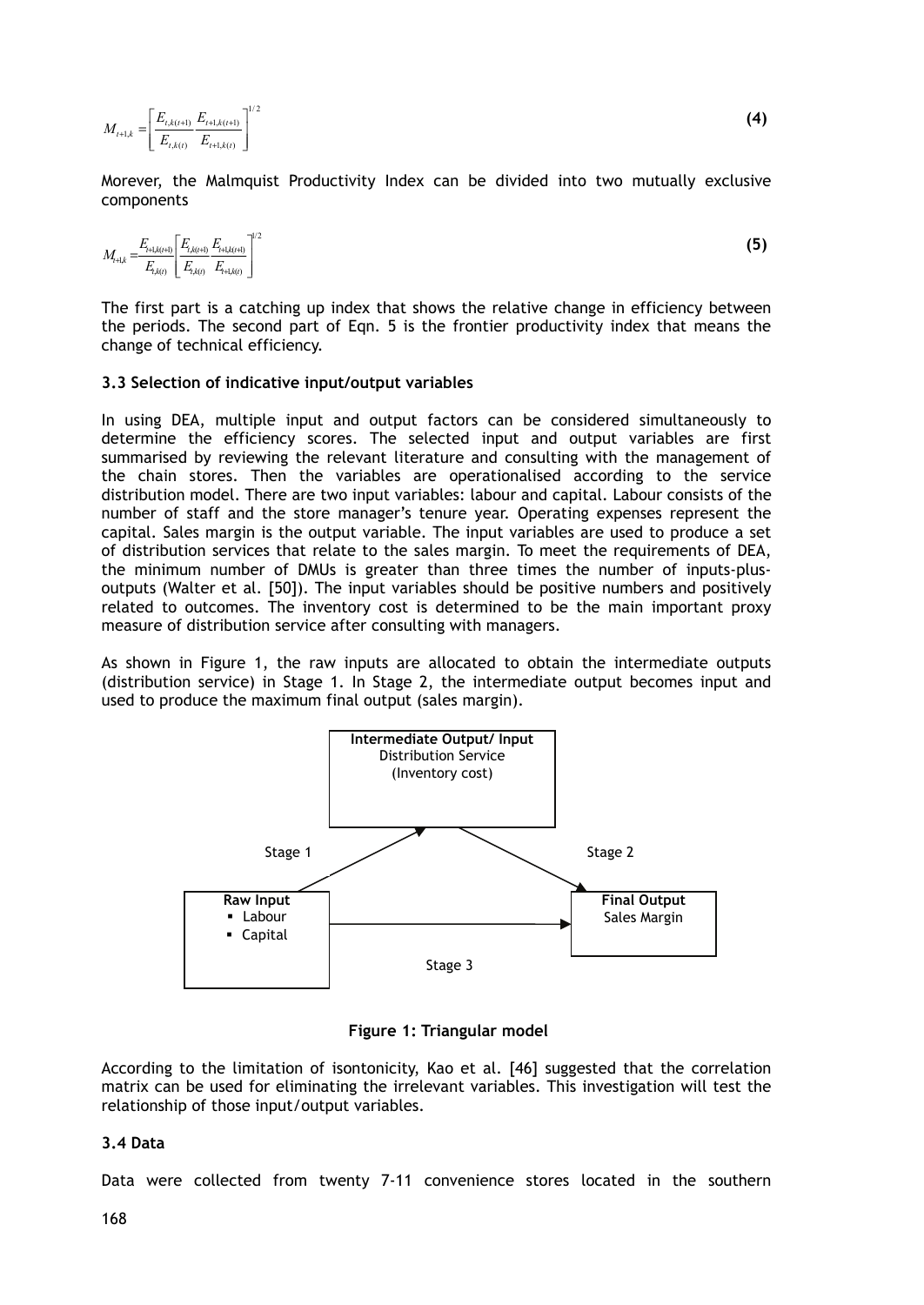$$M_{t+1,k} = \left[ \frac{E_{t,k(t+1)}}{E_{t,k(t)}} \frac{E_{t+1,k(t+1)}}{E_{t+1,k(t)}} \right]^{1/2} \quad \textbf{(4)}$$

Morever, the Malmquist Productivity Index can be divided into two mutually exclusive components

$$M_{t+1,k} = \frac{E_{t+1,k(t+1)}}{E_{t,k(t)}} \left[ \frac{E_{t,k(t+1)}}{E_{t,k(t)}} \frac{E_{t+1,k(t+1)}}{E_{t+1,k(t)}} \right]^{1/2} \quad \textbf{(5)}$$

The first part is a catching up index that shows the relative change in efficiency between the periods. The second part of Eqn. 5 is the frontier productivity index that means the change of technical efficiency.

### 3.3 Selection of indicative input/output variables

In using DEA, multiple input and output factors can be considered simultaneously to determine the efficiency scores. The selected input and output variables are first summarised by reviewing the relevant literature and consulting with the management of the chain stores. Then the variables are operationalised according to the service distribution model. There are two input variables: labour and capital. Labour consists of the number of staff and the store manager's tenure year. Operating expenses represent the capital. Sales margin is the output variable. The input variables are used to produce a set of distribution services that relate to the sales margin. To meet the requirements of DEA, the minimum number of DMUs is greater than three times the number of inputs-plus-outputs (Walter et al. [50]). The input variables should be positive numbers and positively related to outcomes. The inventory cost is determined to be the main important proxy measure of distribution service after consulting with managers.

As shown in Figure 1, the raw inputs are allocated to obtain the intermediate outputs (distribution service) in Stage 1. In Stage 2, the intermediate output becomes input and used to produce the maximum final output (sales margin).

**Intermediate Output/ Input**
Distribution Service
(Inventory cost)

Stage 1

Stage 2

**Raw Input**
- Labour
- Capital

**Final Output**
Sales Margin

Stage 3

**Figure 1: Triangular model**

According to the limitation of isontonicity, Kao et al. [46] suggested that the correlation matrix can be used for eliminating the irrelevant variables. This investigation will test the relationship of those input/output variables.

### 3.4 Data

Data were collected from twenty 7-11 convenience stores located in the southern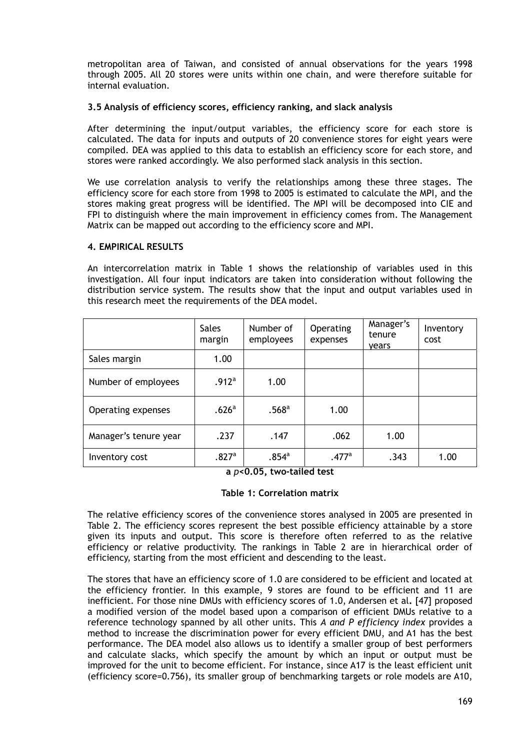metropolitan area of Taiwan, and consisted of annual observations for the years 1998 through 2005. All 20 stores were units within one chain, and were therefore suitable for internal evaluation.

### 3.5 Analysis of efficiency scores, efficiency ranking, and slack analysis

After determining the input/output variables, the efficiency score for each store is calculated. The data for inputs and outputs of 20 convenience stores for eight years were compiled. DEA was applied to this data to establish an efficiency score for each store, and stores were ranked accordingly. We also performed slack analysis in this section.

We use correlation analysis to verify the relationships among these three stages. The efficiency score for each store from 1998 to 2005 is estimated to calculate the MPI, and the stores making great progress will be identified. The MPI will be decomposed into CIE and FPI to distinguish where the main improvement in efficiency comes from. The Management Matrix can be mapped out according to the efficiency score and MPI.

## 4. EMPIRICAL RESULTS

An intercorrelation matrix in Table 1 shows the relationship of variables used in this investigation. All four input indicators are taken into consideration without following the distribution service system. The results show that the input and output variables used in this research meet the requirements of the DEA model.

| | Sales margin | Number of employees | Operating expenses | Manager's tenure years | Inventory cost |
|---|---|---|---|---|---|
| Sales margin | 1.00 | | | | |
| Number of employees | .912[a] | 1.00 | | | |
| Operating expenses | .626[a] | .568[a] | 1.00 | | |
| Manager's tenure year | .237 | .147 | .062 | 1.00 | |
| Inventory cost | .827[a] | .854[a] | .477[a] | .343 | 1.00 |

**a $p<0.05$, two-tailed test**

**Table 1: Correlation matrix**

The relative efficiency scores of the convenience stores analysed in 2005 are presented in Table 2. The efficiency scores represent the best possible efficiency attainable by a store given its inputs and output. This score is therefore often referred to as the relative efficiency or relative productivity. The rankings in Table 2 are in hierarchical order of efficiency, starting from the most efficient and descending to the least.

The stores that have an efficiency score of 1.0 are considered to be efficient and located at the efficiency frontier. In this example, 9 stores are found to be efficient and 11 are inefficient. For those nine DMUs with efficiency scores of 1.0, Andersen et al**.** [47] proposed a modified version of the model based upon a comparison of efficient DMUs relative to a reference technology spanned by all other units. This *A and P efficiency index* provides a method to increase the discrimination power for every efficient DMU, and A1 has the best performance. The DEA model also allows us to identify a smaller group of best performers and calculate slacks, which specify the amount by which an input or output must be improved for the unit to become efficient. For instance, since A17 is the least efficient unit (efficiency score=0.756), its smaller group of benchmarking targets or role models are A10,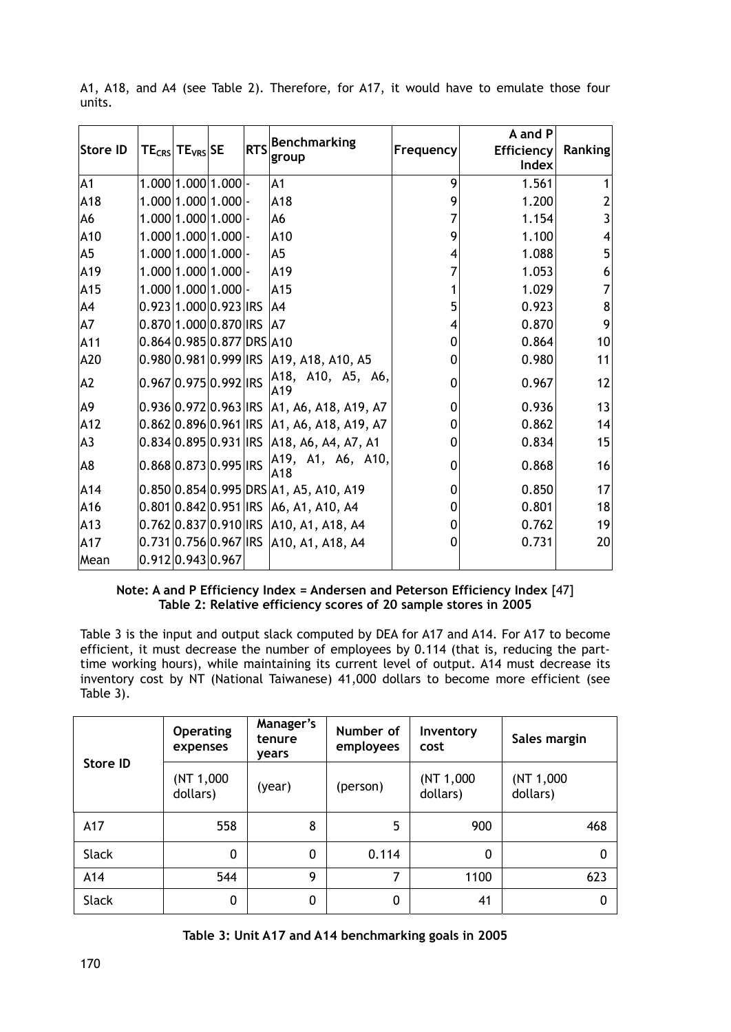A1, A18, and A4 (see Table 2). Therefore, for A17, it would have to emulate those four units.

| Store ID | $TE_{CRS}$ | $TE_{VRS}$ | SE | RTS | Benchmarking group | Frequency | A and P Efficiency Index | Ranking |
|---|---|---|---|---|---|---|---|---|
| A1 | 1.000 | 1.000 | 1.000 | - | A1 | 9 | 1.561 | 1 |
| A18 | 1.000 | 1.000 | 1.000 | - | A18 | 9 | 1.200 | 2 |
| A6 | 1.000 | 1.000 | 1.000 | - | A6 | 7 | 1.154 | 3 |
| A10 | 1.000 | 1.000 | 1.000 | - | A10 | 9 | 1.100 | 4 |
| A5 | 1.000 | 1.000 | 1.000 | - | A5 | 4 | 1.088 | 5 |
| A19 | 1.000 | 1.000 | 1.000 | - | A19 | 7 | 1.053 | 6 |
| A15 | 1.000 | 1.000 | 1.000 | - | A15 | 1 | 1.029 | 7 |
| A4 | 0.923 | 1.000 | 0.923 | IRS | A4 | 5 | 0.923 | 8 |
| A7 | 0.870 | 1.000 | 0.870 | IRS | A7 | 4 | 0.870 | 9 |
| A11 | 0.864 | 0.985 | 0.877 | DRS | A10 | 0 | 0.864 | 10 |
| A20 | 0.980 | 0.981 | 0.999 | IRS | A19, A18, A10, A5 | 0 | 0.980 | 11 |
| A2 | 0.967 | 0.975 | 0.992 | IRS | A18, A10, A5, A6, A19 | 0 | 0.967 | 12 |
| A9 | 0.936 | 0.972 | 0.963 | IRS | A1, A6, A18, A19, A7 | 0 | 0.936 | 13 |
| A12 | 0.862 | 0.896 | 0.961 | IRS | A1, A6, A18, A19, A7 | 0 | 0.862 | 14 |
| A3 | 0.834 | 0.895 | 0.931 | IRS | A18, A6, A4, A7, A1 | 0 | 0.834 | 15 |
| A8 | 0.868 | 0.873 | 0.995 | IRS | A19, A1, A6, A10, A18 | 0 | 0.868 | 16 |
| A14 | 0.850 | 0.854 | 0.995 | DRS | A1, A5, A10, A19 | 0 | 0.850 | 17 |
| A16 | 0.801 | 0.842 | 0.951 | IRS | A6, A1, A10, A4 | 0 | 0.801 | 18 |
| A13 | 0.762 | 0.837 | 0.910 | IRS | A10, A1, A18, A4 | 0 | 0.762 | 19 |
| A17 | 0.731 | 0.756 | 0.967 | IRS | A10, A1, A18, A4 | 0 | 0.731 | 20 |
| Mean | 0.912 | 0.943 | 0.967 | | | | | |

**Note: A and P Efficiency Index = Andersen and Peterson Efficiency Index** [47]
**Table 2: Relative efficiency scores of 20 sample stores in 2005**

Table 3 is the input and output slack computed by DEA for A17 and A14. For A17 to become efficient, it must decrease the number of employees by 0.114 (that is, reducing the part-time working hours), while maintaining its current level of output. A14 must decrease its inventory cost by NT (National Taiwanese) 41,000 dollars to become more efficient (see Table 3).

| Store ID | Operating expenses | Manager's tenure years | Number of employees | Inventory cost | Sales margin |
|---|---|---|---|---|---|
| | (NT 1,000 dollars) | (year) | (person) | (NT 1,000 dollars) | (NT 1,000 dollars) |
| A17 | 558 | 8 | 5 | 900 | 468 |
| Slack | 0 | 0 | 0.114 | 0 | 0 |
| A14 | 544 | 9 | 7 | 1100 | 623 |
| Slack | 0 | 0 | 0 | 41 | 0 |

**Table 3: Unit A17 and A14 benchmarking goals in 2005**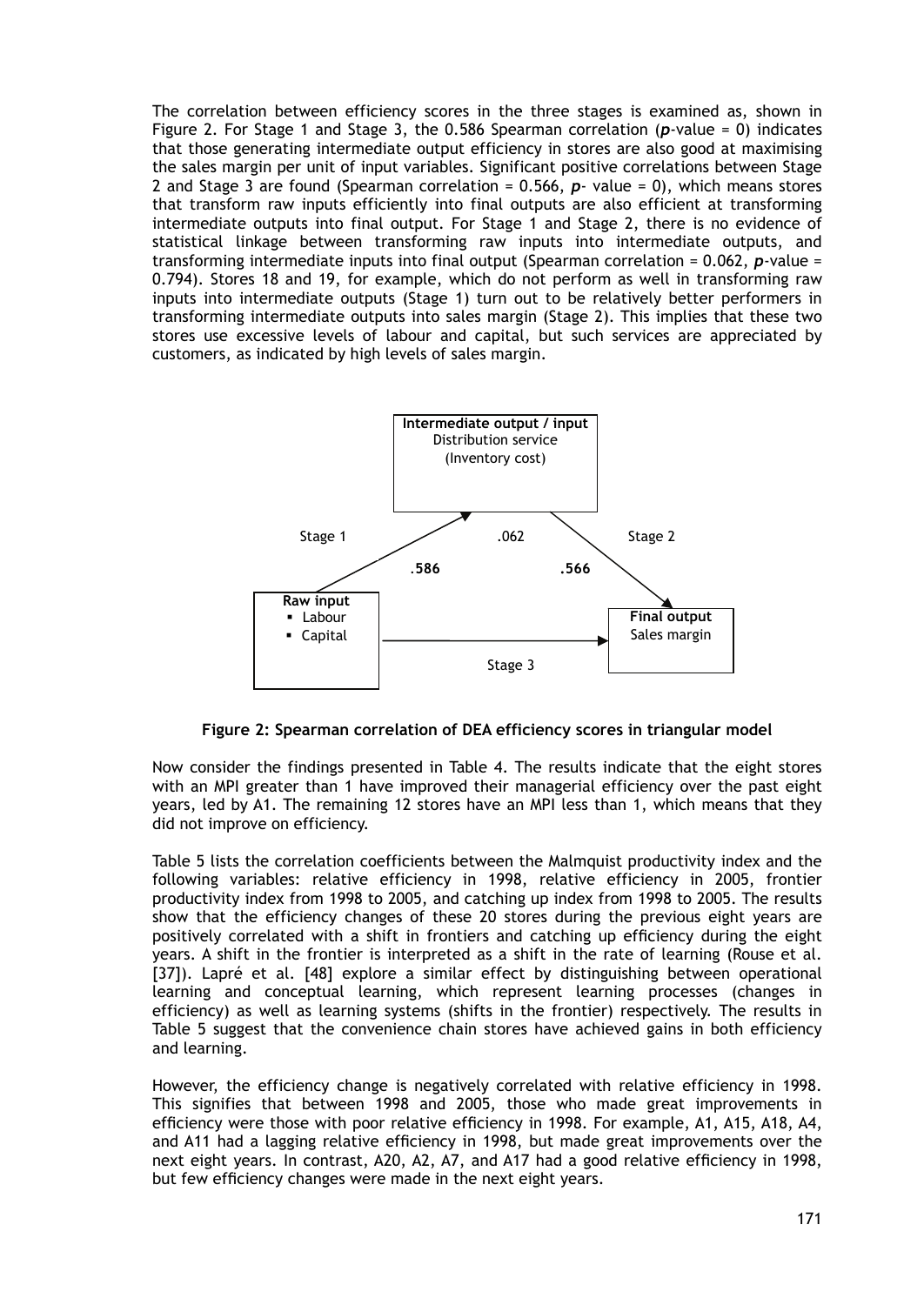The correlation between efficiency scores in the three stages is examined as, shown in Figure 2. For Stage 1 and Stage 3, the 0.586 Spearman correlation (***p***-value = 0) indicates that those generating intermediate output efficiency in stores are also good at maximising the sales margin per unit of input variables. Significant positive correlations between Stage 2 and Stage 3 are found (Spearman correlation = 0.566, ***p***- value = 0), which means stores that transform raw inputs efficiently into final outputs are also efficient at transforming intermediate outputs into final output. For Stage 1 and Stage 2, there is no evidence of statistical linkage between transforming raw inputs into intermediate outputs, and transforming intermediate inputs into final output (Spearman correlation = 0.062, ***p***-value = 0.794). Stores 18 and 19, for example, which do not perform as well in transforming raw inputs into intermediate outputs (Stage 1) turn out to be relatively better performers in transforming intermediate outputs into sales margin (Stage 2). This implies that these two stores use excessive levels of labour and capital, but such services are appreciated by customers, as indicated by high levels of sales margin.

**Intermediate output / input**
Distribution service
(Inventory cost)

Stage 1 — .062 — Stage 2

**.586** — **.566**

**Raw input**
- Labour
- Capital

**Final output**
Sales margin

Stage 3

**Figure 2: Spearman correlation of DEA efficiency scores in triangular model**

Now consider the findings presented in Table 4. The results indicate that the eight stores with an MPI greater than 1 have improved their managerial efficiency over the past eight years, led by A1. The remaining 12 stores have an MPI less than 1, which means that they did not improve on efficiency.

Table 5 lists the correlation coefficients between the Malmquist productivity index and the following variables: relative efficiency in 1998, relative efficiency in 2005, frontier productivity index from 1998 to 2005, and catching up index from 1998 to 2005. The results show that the efficiency changes of these 20 stores during the previous eight years are positively correlated with a shift in frontiers and catching up efficiency during the eight years. A shift in the frontier is interpreted as a shift in the rate of learning (Rouse et al. [37]). Lapré et al. [48] explore a similar effect by distinguishing between operational learning and conceptual learning, which represent learning processes (changes in efficiency) as well as learning systems (shifts in the frontier) respectively. The results in Table 5 suggest that the convenience chain stores have achieved gains in both efficiency and learning.

However, the efficiency change is negatively correlated with relative efficiency in 1998. This signifies that between 1998 and 2005, those who made great improvements in efficiency were those with poor relative efficiency in 1998. For example, A1, A15, A18, A4, and A11 had a lagging relative efficiency in 1998, but made great improvements over the next eight years. In contrast, A20, A2, A7, and A17 had a good relative efficiency in 1998, but few efficiency changes were made in the next eight years.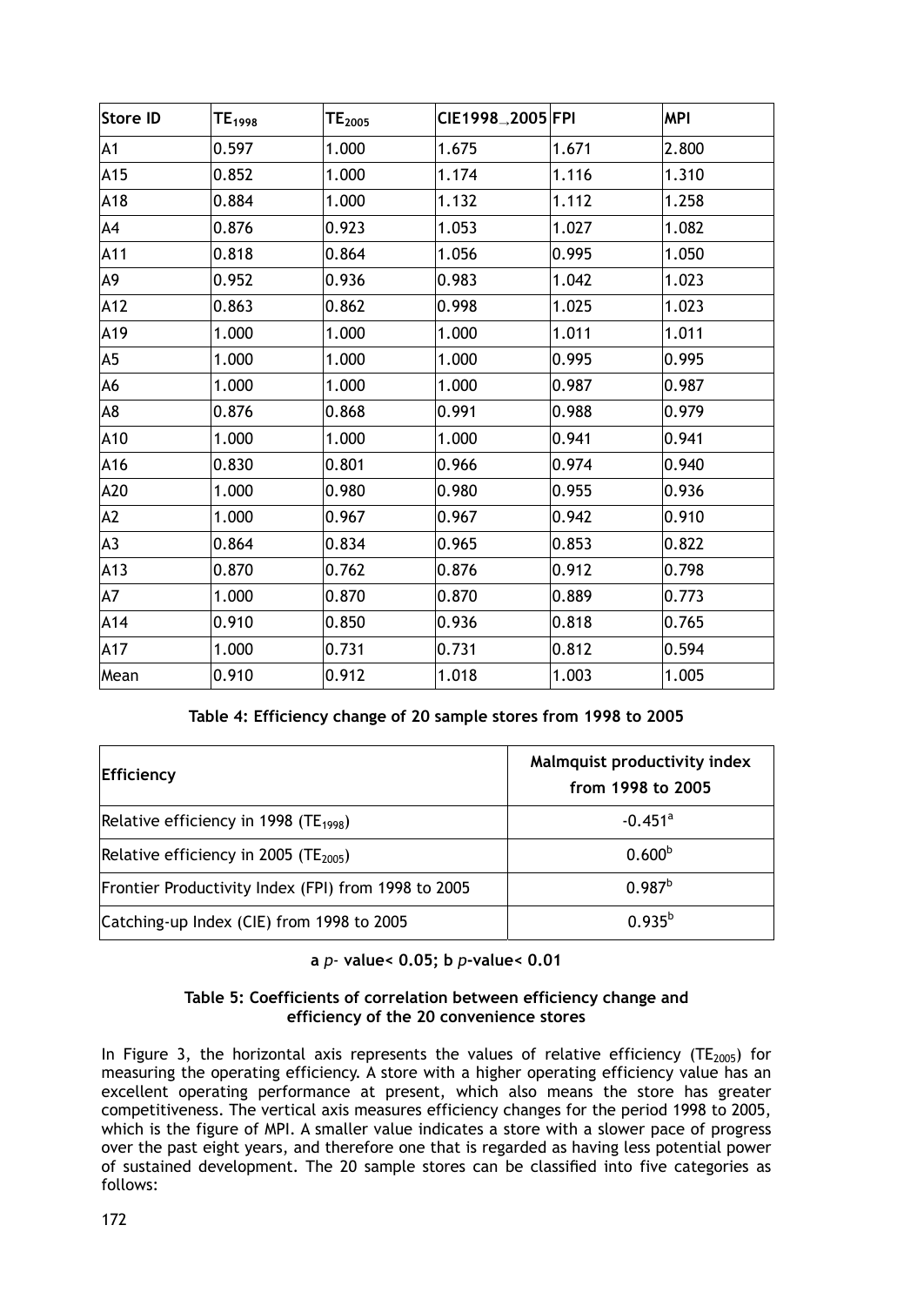| Store ID | $TE_{1998}$ | $TE_{2005}$ | CIE1998→2005 | FPI | MPI |
|---|---|---|---|---|---|
| A1 | 0.597 | 1.000 | 1.675 | 1.671 | 2.800 |
| A15 | 0.852 | 1.000 | 1.174 | 1.116 | 1.310 |
| A18 | 0.884 | 1.000 | 1.132 | 1.112 | 1.258 |
| A4 | 0.876 | 0.923 | 1.053 | 1.027 | 1.082 |
| A11 | 0.818 | 0.864 | 1.056 | 0.995 | 1.050 |
| A9 | 0.952 | 0.936 | 0.983 | 1.042 | 1.023 |
| A12 | 0.863 | 0.862 | 0.998 | 1.025 | 1.023 |
| A19 | 1.000 | 1.000 | 1.000 | 1.011 | 1.011 |
| A5 | 1.000 | 1.000 | 1.000 | 0.995 | 0.995 |
| A6 | 1.000 | 1.000 | 1.000 | 0.987 | 0.987 |
| A8 | 0.876 | 0.868 | 0.991 | 0.988 | 0.979 |
| A10 | 1.000 | 1.000 | 1.000 | 0.941 | 0.941 |
| A16 | 0.830 | 0.801 | 0.966 | 0.974 | 0.940 |
| A20 | 1.000 | 0.980 | 0.980 | 0.955 | 0.936 |
| A2 | 1.000 | 0.967 | 0.967 | 0.942 | 0.910 |
| A3 | 0.864 | 0.834 | 0.965 | 0.853 | 0.822 |
| A13 | 0.870 | 0.762 | 0.876 | 0.912 | 0.798 |
| A7 | 1.000 | 0.870 | 0.870 | 0.889 | 0.773 |
| A14 | 0.910 | 0.850 | 0.936 | 0.818 | 0.765 |
| A17 | 1.000 | 0.731 | 0.731 | 0.812 | 0.594 |
| Mean | 0.910 | 0.912 | 1.018 | 1.003 | 1.005 |

**Table 4: Efficiency change of 20 sample stores from 1998 to 2005**

| Efficiency | Malmquist productivity index from 1998 to 2005 |
|---|---|
| Relative efficiency in 1998 ($TE_{1998}$) | -0.451[a] |
| Relative efficiency in 2005 ($TE_{2005}$) | 0.600[b] |
| Frontier Productivity Index (FPI) from 1998 to 2005 | 0.987[b] |
| Catching-up Index (CIE) from 1998 to 2005 | 0.935[b] |

**a** $p$- **value< 0.05; b** $p$**-value< 0.01**

**Table 5: Coefficients of correlation between efficiency change and efficiency of the 20 convenience stores**

In Figure 3, the horizontal axis represents the values of relative efficiency ($TE_{2005}$) for measuring the operating efficiency. A store with a higher operating efficiency value has an excellent operating performance at present, which also means the store has greater competitiveness. The vertical axis measures efficiency changes for the period 1998 to 2005, which is the figure of MPI. A smaller value indicates a store with a slower pace of progress over the past eight years, and therefore one that is regarded as having less potential power of sustained development. The 20 sample stores can be classified into five categories as follows: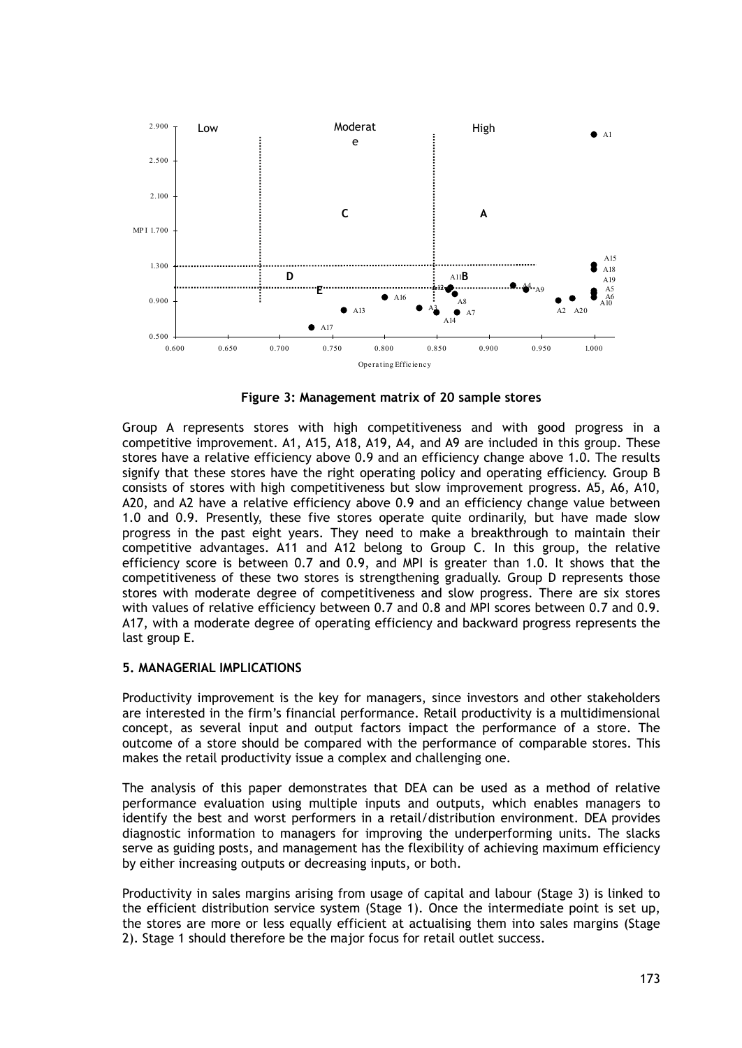**Figure 3: Management matrix of 20 sample stores**

Group A represents stores with high competitiveness and with good progress in a competitive improvement. A1, A15, A18, A19, A4, and A9 are included in this group. These stores have a relative efficiency above 0.9 and an efficiency change above 1.0. The results signify that these stores have the right operating policy and operating efficiency. Group B consists of stores with high competitiveness but slow improvement progress. A5, A6, A10, A20, and A2 have a relative efficiency above 0.9 and an efficiency change value between 1.0 and 0.9. Presently, these five stores operate quite ordinarily, but have made slow progress in the past eight years. They need to make a breakthrough to maintain their competitive advantages. A11 and A12 belong to Group C. In this group, the relative efficiency score is between 0.7 and 0.9, and MPI is greater than 1.0. It shows that the competitiveness of these two stores is strengthening gradually. Group D represents those stores with moderate degree of competitiveness and slow progress. There are six stores with values of relative efficiency between 0.7 and 0.8 and MPI scores between 0.7 and 0.9. A17, with a moderate degree of operating efficiency and backward progress represents the last group E.

## 5. MANAGERIAL IMPLICATIONS

Productivity improvement is the key for managers, since investors and other stakeholders are interested in the firm's financial performance. Retail productivity is a multidimensional concept, as several input and output factors impact the performance of a store. The outcome of a store should be compared with the performance of comparable stores. This makes the retail productivity issue a complex and challenging one.

The analysis of this paper demonstrates that DEA can be used as a method of relative performance evaluation using multiple inputs and outputs, which enables managers to identify the best and worst performers in a retail/distribution environment. DEA provides diagnostic information to managers for improving the underperforming units. The slacks serve as guiding posts, and management has the flexibility of achieving maximum efficiency by either increasing outputs or decreasing inputs, or both.

Productivity in sales margins arising from usage of capital and labour (Stage 3) is linked to the efficient distribution service system (Stage 1). Once the intermediate point is set up, the stores are more or less equally efficient at actualising them into sales margins (Stage 2). Stage 1 should therefore be the major focus for retail outlet success.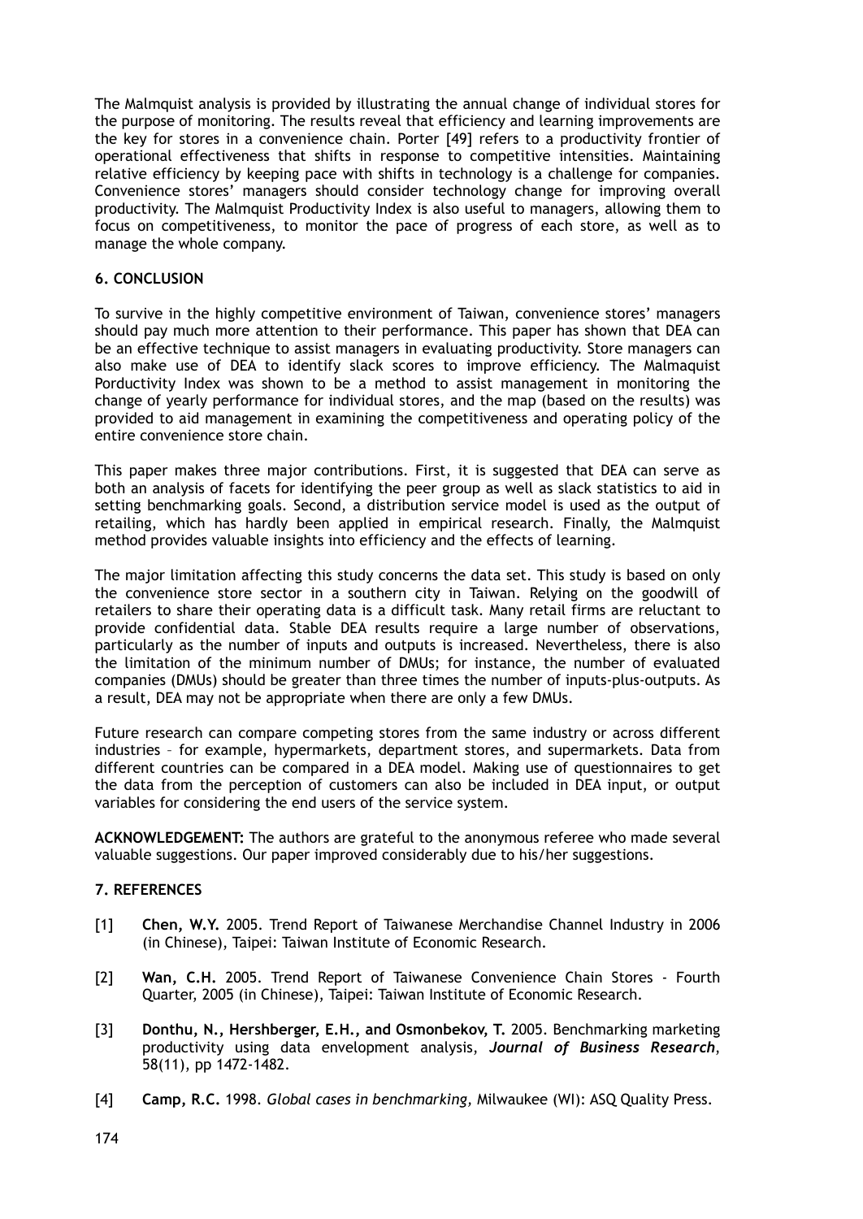The Malmquist analysis is provided by illustrating the annual change of individual stores for the purpose of monitoring. The results reveal that efficiency and learning improvements are the key for stores in a convenience chain. Porter [49] refers to a productivity frontier of operational effectiveness that shifts in response to competitive intensities. Maintaining relative efficiency by keeping pace with shifts in technology is a challenge for companies. Convenience stores' managers should consider technology change for improving overall productivity. The Malmquist Productivity Index is also useful to managers, allowing them to focus on competitiveness, to monitor the pace of progress of each store, as well as to manage the whole company.

## 6. CONCLUSION

To survive in the highly competitive environment of Taiwan, convenience stores' managers should pay much more attention to their performance. This paper has shown that DEA can be an effective technique to assist managers in evaluating productivity. Store managers can also make use of DEA to identify slack scores to improve efficiency. The Malmaquist Porductivity Index was shown to be a method to assist management in monitoring the change of yearly performance for individual stores, and the map (based on the results) was provided to aid management in examining the competitiveness and operating policy of the entire convenience store chain.

This paper makes three major contributions. First, it is suggested that DEA can serve as both an analysis of facets for identifying the peer group as well as slack statistics to aid in setting benchmarking goals. Second, a distribution service model is used as the output of retailing, which has hardly been applied in empirical research. Finally, the Malmquist method provides valuable insights into efficiency and the effects of learning.

The major limitation affecting this study concerns the data set. This study is based on only the convenience store sector in a southern city in Taiwan. Relying on the goodwill of retailers to share their operating data is a difficult task. Many retail firms are reluctant to provide confidential data. Stable DEA results require a large number of observations, particularly as the number of inputs and outputs is increased. Nevertheless, there is also the limitation of the minimum number of DMUs; for instance, the number of evaluated companies (DMUs) should be greater than three times the number of inputs-plus-outputs. As a result, DEA may not be appropriate when there are only a few DMUs.

Future research can compare competing stores from the same industry or across different industries – for example, hypermarkets, department stores, and supermarkets. Data from different countries can be compared in a DEA model. Making use of questionnaires to get the data from the perception of customers can also be included in DEA input, or output variables for considering the end users of the service system.

**ACKNOWLEDGEMENT:** The authors are grateful to the anonymous referee who made several valuable suggestions. Our paper improved considerably due to his/her suggestions.

## 7. REFERENCES

[1] **Chen, W.Y.** 2005. Trend Report of Taiwanese Merchandise Channel Industry in 2006 (in Chinese), Taipei: Taiwan Institute of Economic Research.

[2] **Wan, C.H.** 2005. Trend Report of Taiwanese Convenience Chain Stores - Fourth Quarter, 2005 (in Chinese), Taipei: Taiwan Institute of Economic Research.

[3] **Donthu, N., Hershberger, E.H., and Osmonbekov, T.** 2005. Benchmarking marketing productivity using data envelopment analysis, ***Journal of Business Research***, 58(11), pp 1472-1482.

[4] **Camp, R.C.** 1998. *Global cases in benchmarking,* Milwaukee (WI): ASQ Quality Press.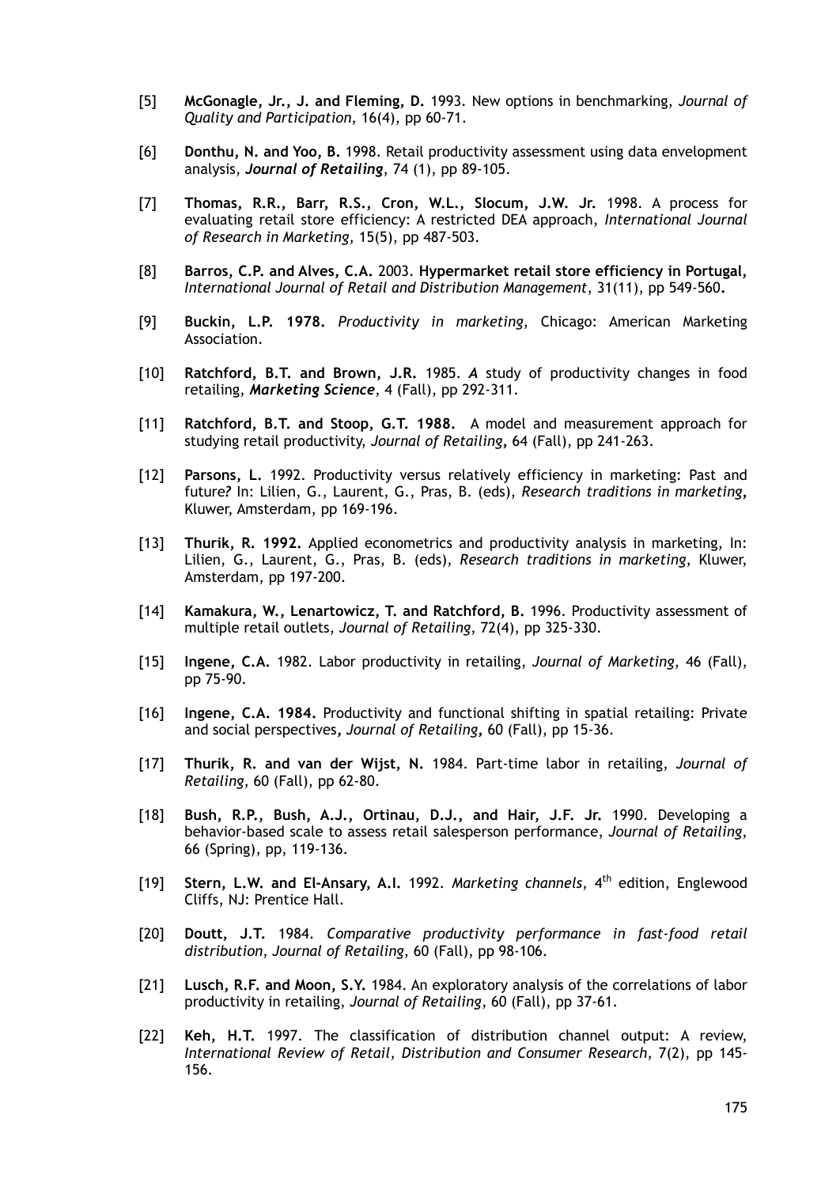[5] **McGonagle, Jr., J. and Fleming, D.** 1993. New options in benchmarking, *Journal of Quality and Participation*, 16(4), pp 60-71.

[6] **Donthu, N. and Yoo, B.** 1998. Retail productivity assessment using data envelopment analysis, ***Journal of Retailing***, 74 (1), pp 89-105.

[7] **Thomas, R.R., Barr, R.S., Cron, W.L., Slocum, J.W. Jr.** 1998. A process for evaluating retail store efficiency: A restricted DEA approach, *International Journal of Research in Marketing*, 15(5), pp 487-503.

[8] **Barros, C.P. and Alves, C.A.** 2003. **Hypermarket retail store efficiency in Portugal,** *International Journal of Retail and Distribution Management*, 31(11), pp 549-560**.**

[9] **Buckin, L.P. 1978.** *Productivity in marketing*, Chicago: American Marketing Association.

[10] **Ratchford, B.T. and Brown, J.R.** 1985. ***A*** study of productivity changes in food retailing, ***Marketing Science***, 4 (Fall), pp 292-311.

[11] **Ratchford, B.T. and Stoop, G.T. 1988.** A model and measurement approach for studying retail productivity, *Journal of Retailing***,** 64 (Fall), pp 241-263.

[12] **Parsons, L.** 1992. Productivity versus relatively efficiency in marketing: Past and future*?* In: Lilien, G., Laurent, G., Pras, B. (eds), *Research traditions in marketing***,** Kluwer, Amsterdam, pp 169-196.

[13] **Thurik, R. 1992.** Applied econometrics and productivity analysis in marketing, In: Lilien, G., Laurent, G., Pras, B. (eds), *Research traditions in marketing*, Kluwer, Amsterdam, pp 197-200.

[14] **Kamakura, W., Lenartowicz, T. and Ratchford, B.** 1996. Productivity assessment of multiple retail outlets, *Journal of Retailing*, 72(4), pp 325-330.

[15] **Ingene, C.A.** 1982. Labor productivity in retailing, *Journal of Marketing*, 46 (Fall), pp 75-90.

[16] **Ingene, C.A. 1984.** Productivity and functional shifting in spatial retailing: Private and social perspectives**,** *Journal of Retailing***,** 60 (Fall), pp 15-36.

[17] **Thurik, R. and van der Wijst, N.** 1984. Part-time labor in retailing, *Journal of Retailing*, 60 (Fall), pp 62-80.

[18] **Bush, R.P., Bush, A.J., Ortinau, D.J., and Hair, J.F. Jr.** 1990. Developing a behavior-based scale to assess retail salesperson performance, *Journal of Retailing*, 66 (Spring), pp, 119-136.

[19] **Stern, L.W. and El-Ansary, A.I.** 1992. *Marketing channels*, 4th edition, Englewood Cliffs, NJ: Prentice Hall.

[20] **Doutt, J.T.** 1984. *Comparative productivity performance in fast-food retail distribution*, *Journal of Retailing*, 60 (Fall), pp 98-106.

[21] **Lusch, R.F. and Moon, S.Y.** 1984. An exploratory analysis of the correlations of labor productivity in retailing, *Journal of Retailing*, 60 (Fall), pp 37-61.

[22] **Keh, H.T.** 1997. The classification of distribution channel output: A review, *International Review of Retail, Distribution and Consumer Research,* 7(2), pp 145-156.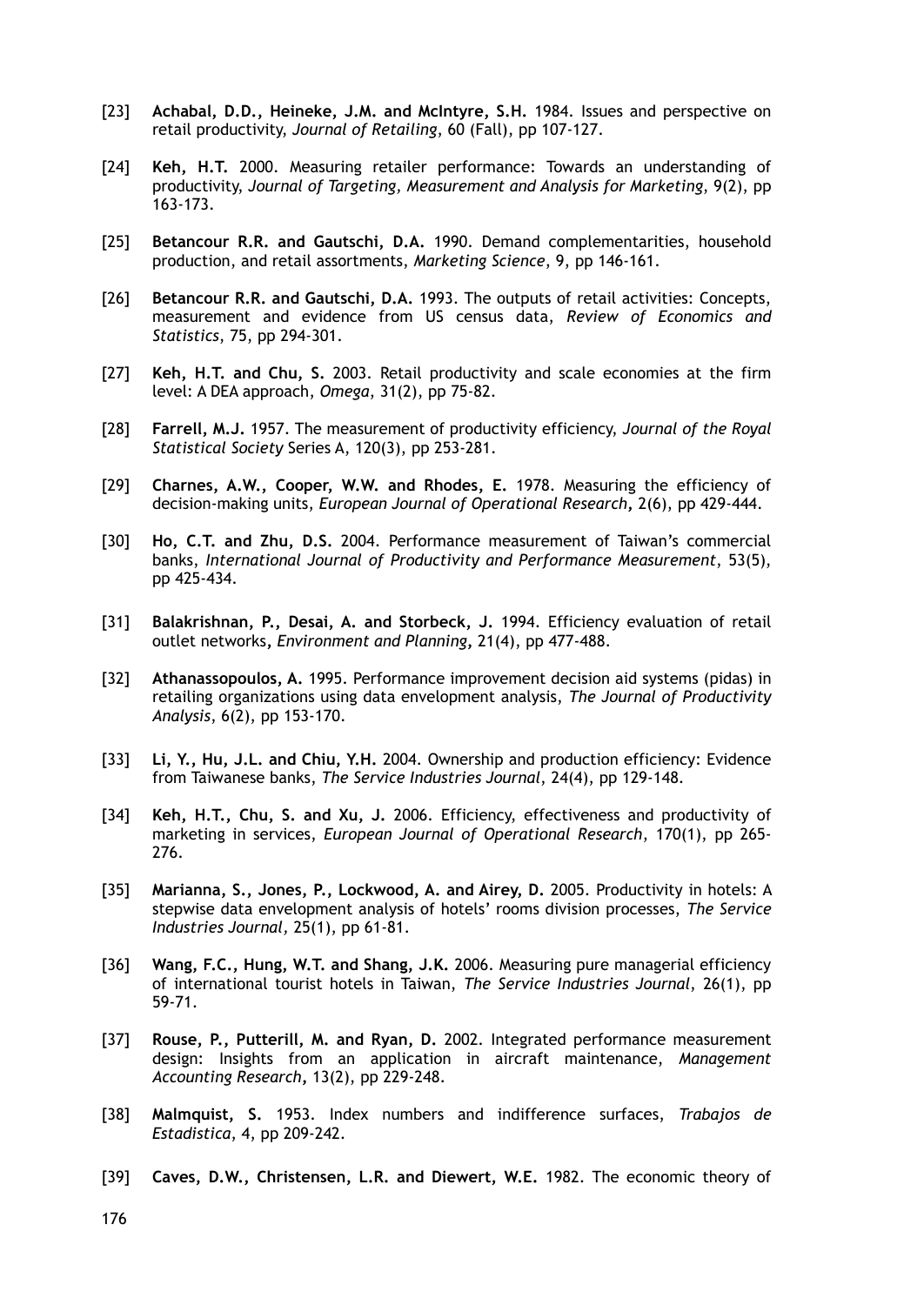[23] **Achabal, D.D., Heineke, J.M. and McIntyre, S.H.** 1984. Issues and perspective on retail productivity, *Journal of Retailing*, 60 (Fall), pp 107-127.

[24] **Keh, H.T.** 2000. Measuring retailer performance: Towards an understanding of productivity, *Journal of Targeting, Measurement and Analysis for Marketing*, 9(2), pp 163-173.

[25] **Betancour R.R. and Gautschi, D.A.** 1990. Demand complementarities, household production, and retail assortments, *Marketing Science*, 9, pp 146-161.

[26] **Betancour R.R. and Gautschi, D.A.** 1993. The outputs of retail activities: Concepts, measurement and evidence from US census data, *Review of Economics and Statistics*, 75, pp 294-301.

[27] **Keh, H.T. and Chu, S.** 2003. Retail productivity and scale economies at the firm level: A DEA approach, *Omega*, 31(2), pp 75-82.

[28] **Farrell, M.J.** 1957. The measurement of productivity efficiency, *Journal of the Royal Statistical Society* Series A, 120(3), pp 253-281.

[29] **Charnes, A.W., Cooper, W.W. and Rhodes, E.** 1978. Measuring the efficiency of decision-making units, *European Journal of Operational Research*, 2(6), pp 429-444.

[30] **Ho, C.T. and Zhu, D.S.** 2004. Performance measurement of Taiwan's commercial banks, *International Journal of Productivity and Performance Measurement*, 53(5), pp 425-434.

[31] **Balakrishnan, P., Desai, A. and Storbeck, J.** 1994. Efficiency evaluation of retail outlet networks, *Environment and Planning*, 21(4), pp 477-488.

[32] **Athanassopoulos, A.** 1995. Performance improvement decision aid systems (pidas) in retailing organizations using data envelopment analysis, *The Journal of Productivity Analysis*, 6(2), pp 153-170.

[33] **Li, Y., Hu, J.L. and Chiu, Y.H.** 2004. Ownership and production efficiency: Evidence from Taiwanese banks, *The Service Industries Journal*, 24(4), pp 129-148.

[34] **Keh, H.T., Chu, S. and Xu, J.** 2006. Efficiency, effectiveness and productivity of marketing in services, *European Journal of Operational Research*, 170(1), pp 265-276.

[35] **Marianna, S., Jones, P., Lockwood, A. and Airey, D.** 2005. Productivity in hotels: A stepwise data envelopment analysis of hotels' rooms division processes, *The Service Industries Journal*, 25(1), pp 61-81.

[36] **Wang, F.C., Hung, W.T. and Shang, J.K.** 2006. Measuring pure managerial efficiency of international tourist hotels in Taiwan, *The Service Industries Journal*, 26(1), pp 59-71.

[37] **Rouse, P., Putterill, M. and Ryan, D.** 2002. Integrated performance measurement design: Insights from an application in aircraft maintenance, *Management Accounting Research*, 13(2), pp 229-248.

[38] **Malmquist, S.** 1953. Index numbers and indifference surfaces, *Trabajos de Estadistica*, 4, pp 209-242.

[39] **Caves, D.W., Christensen, L.R. and Diewert, W.E.** 1982. The economic theory of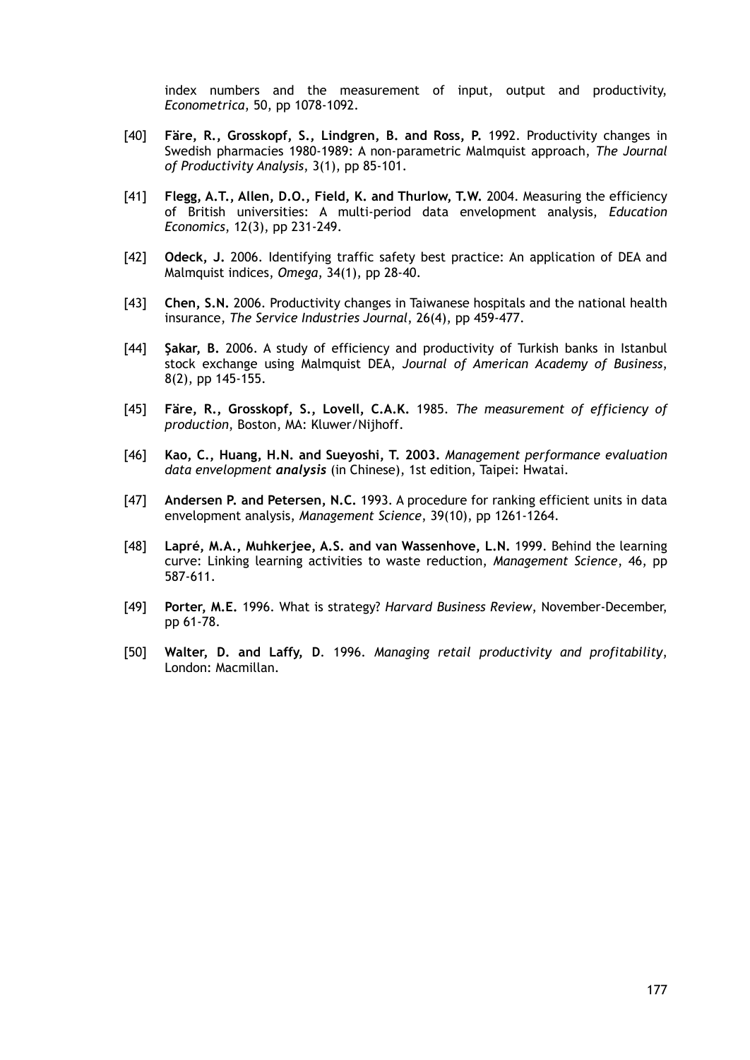index numbers and the measurement of input, output and productivity, *Econometrica*, 50, pp 1078-1092.

[40] **Färe, R., Grosskopf, S., Lindgren, B. and Ross, P.** 1992. Productivity changes in Swedish pharmacies 1980-1989: A non-parametric Malmquist approach, *The Journal of Productivity Analysis*, 3(1), pp 85-101.

[41] **Flegg, A.T., Allen, D.O., Field, K. and Thurlow, T.W.** 2004. Measuring the efficiency of British universities: A multi-period data envelopment analysis, *Education Economics*, 12(3), pp 231-249.

[42] **Odeck, J.** 2006. Identifying traffic safety best practice: An application of DEA and Malmquist indices, *Omega*, 34(1), pp 28-40.

[43] **Chen, S.N.** 2006. Productivity changes in Taiwanese hospitals and the national health insurance, *The Service Industries Journal*, 26(4), pp 459-477.

[44] **Şakar, B.** 2006. A study of efficiency and productivity of Turkish banks in Istanbul stock exchange using Malmquist DEA, *Journal of American Academy of Business*, 8(2), pp 145-155.

[45] **Färe, R., Grosskopf, S., Lovell, C.A.K.** 1985. *The measurement of efficiency of production*, Boston, MA: Kluwer/Nijhoff.

[46] **Kao, C., Huang, H.N. and Sueyoshi, T. 2003.** *Management performance evaluation data envelopment* ***analysis*** (in Chinese), 1st edition, Taipei: Hwatai.

[47] **Andersen P. and Petersen, N.C.** 1993. A procedure for ranking efficient units in data envelopment analysis, *Management Science*, 39(10), pp 1261-1264.

[48] **Lapré, M.A., Muhkerjee, A.S. and van Wassenhove, L.N.** 1999. Behind the learning curve: Linking learning activities to waste reduction, *Management Science*, 46, pp 587-611.

[49] **Porter, M.E.** 1996. What is strategy? *Harvard Business Review*, November-December, pp 61-78.

[50] **Walter, D. and Laffy, D**. 1996. *Managing retail productivity and profitability*, London: Macmillan.